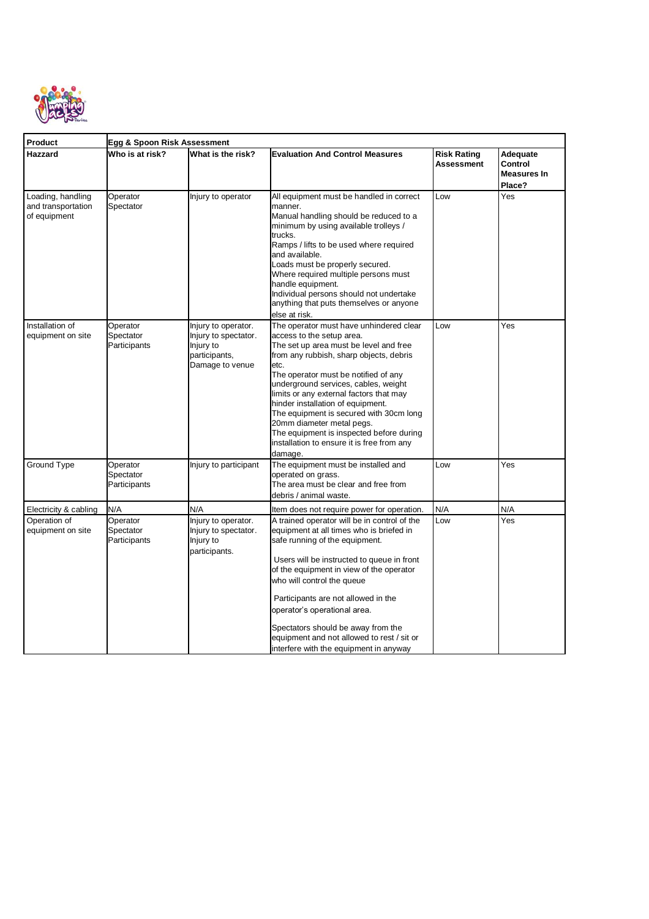| Product | Egg & Spoon Risk Assessment | | | | |
|---|---|---|---|---|---|
| **Hazzard** | **Who is at risk?** | **What is the risk?** | **Evaluation And Control Measures** | **Risk Rating Assessment** | **Adequate Control Measures In Place?** |
| Loading, handling and transportation of equipment | Operator<br>Spectator | Injury to operator | All equipment must be handled in correct manner.<br>Manual handling should be reduced to a minimum by using available trolleys / trucks.<br>Ramps / lifts to be used where required and available.<br>Loads must be properly secured.<br>Where required multiple persons must handle equipment.<br>Individual persons should not undertake anything that puts themselves or anyone else at risk. | Low | Yes |
| Installation of equipment on site | Operator<br>Spectator<br>Participants | Injury to operator.<br>Injury to spectator.<br>Injury to participants,<br>Damage to venue | The operator must have unhindered clear access to the setup area.<br>The set up area must be level and free from any rubbish, sharp objects, debris etc.<br>The operator must be notified of any underground services, cables, weight limits or any external factors that may hinder installation of equipment.<br>The equipment is secured with 30cm long 20mm diameter metal pegs.<br>The equipment is inspected before during installation to ensure it is free from any damage. | Low | Yes |
| Ground Type | Operator<br>Spectator<br>Participants | Injury to participant | The equipment must be installed and operated on grass.<br>The area must be clear and free from debris / animal waste. | Low | Yes |
| Electricity & cabling | N/A | N/A | Item does not require power for operation. | N/A | N/A |
| Operation of equipment on site | Operator<br>Spectator<br>Participants | Injury to operator.<br>Injury to spectator.<br>Injury to participants. | A trained operator will be in control of the equipment at all times who is briefed in safe running of the equipment.<br><br>Users will be instructed to queue in front of the equipment in view of the operator who will control the queue<br><br>Participants are not allowed in the operator's operational area.<br><br>Spectators should be away from the equipment and not allowed to rest / sit or interfere with the equipment in anyway | Low | Yes |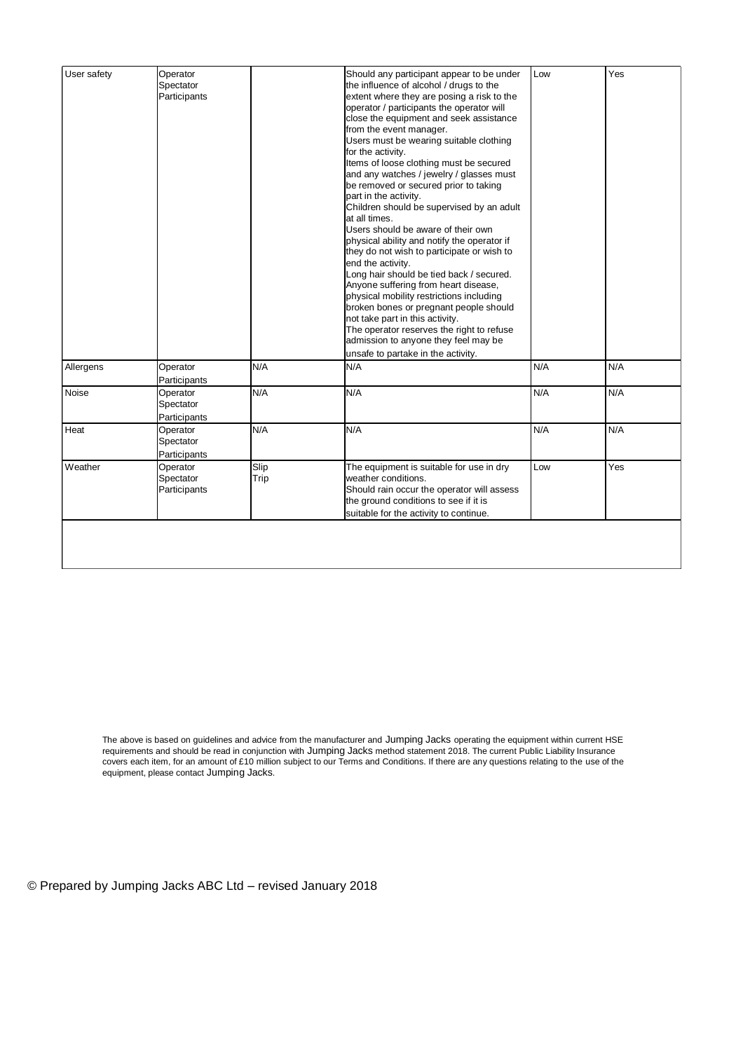| | | | | | |
|---|---|---|---|---|---|
| User safety | Operator<br>Spectator<br>Participants | | Should any participant appear to be under the influence of alcohol / drugs to the extent where they are posing a risk to the operator / participants the operator will close the equipment and seek assistance from the event manager.<br>Users must be wearing suitable clothing for the activity.<br>Items of loose clothing must be secured and any watches / jewelry / glasses must be removed or secured prior to taking part in the activity.<br>Children should be supervised by an adult at all times.<br>Users should be aware of their own physical ability and notify the operator if they do not wish to participate or wish to end the activity.<br>Long hair should be tied back / secured.<br>Anyone suffering from heart disease, physical mobility restrictions including broken bones or pregnant people should not take part in this activity.<br>The operator reserves the right to refuse admission to anyone they feel may be unsafe to partake in the activity. | Low | Yes |
| Allergens | Operator<br>Participants | N/A | N/A | N/A | N/A |
| Noise | Operator<br>Spectator<br>Participants | N/A | N/A | N/A | N/A |
| Heat | Operator<br>Spectator<br>Participants | N/A | N/A | N/A | N/A |
| Weather | Operator<br>Spectator<br>Participants | Slip<br>Trip | The equipment is suitable for use in dry weather conditions.<br>Should rain occur the operator will assess the ground conditions to see if it is suitable for the activity to continue. | Low | Yes |

The above is based on guidelines and advice from the manufacturer and Jumping Jacks operating the equipment within current HSE requirements and should be read in conjunction with Jumping Jacks method statement 2018. The current Public Liability Insurance covers each item, for an amount of £10 million subject to our Terms and Conditions. If there are any questions relating to the use of the equipment, please contact Jumping Jacks.

© Prepared by Jumping Jacks ABC Ltd – revised January 2018